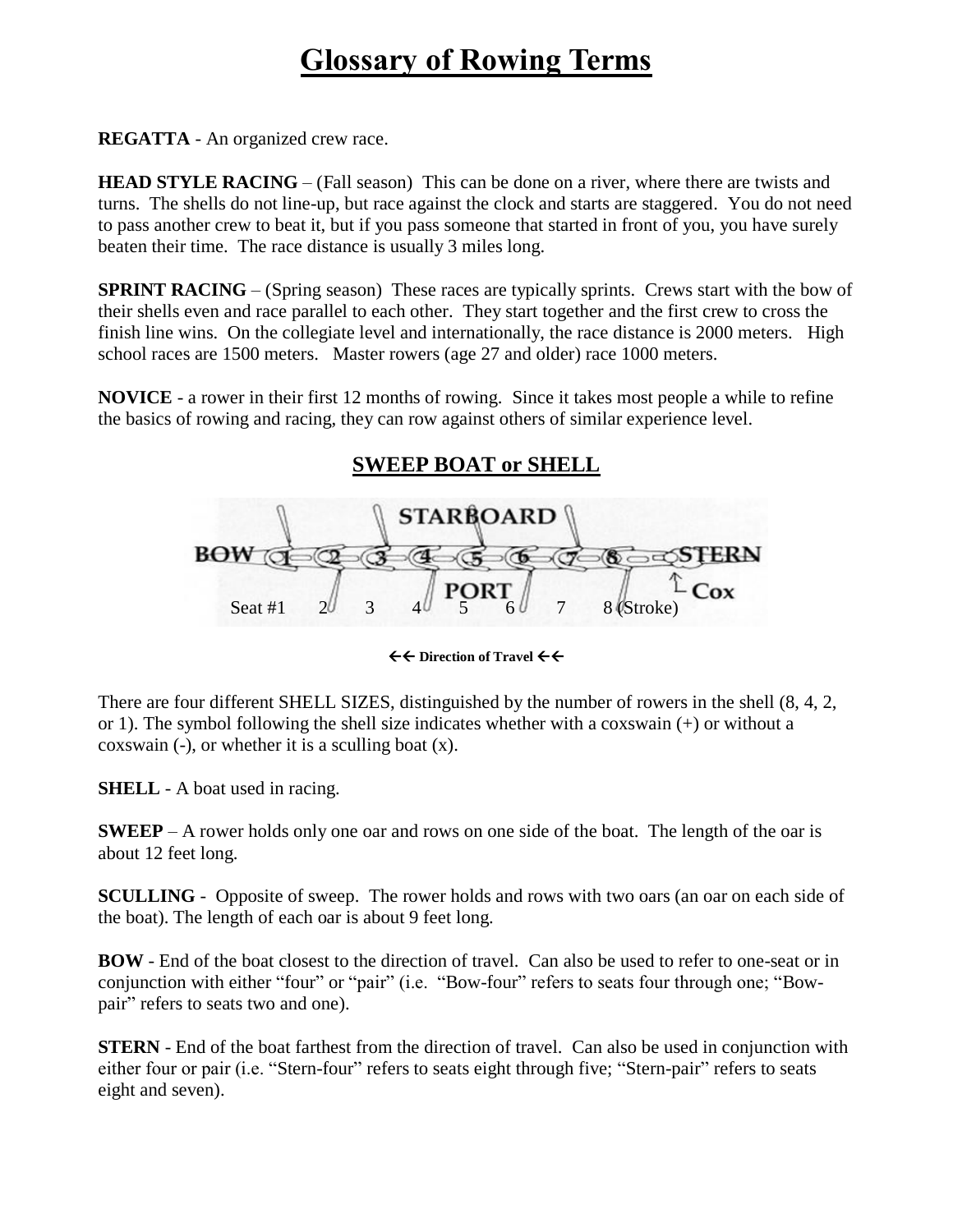# Glossary of Rowing Terms

**REGATTA** - An organized crew race.

**HEAD STYLE RACING** – (Fall season) This can be done on a river, where there are twists and turns. The shells do not line-up, but race against the clock and starts are staggered. You do not need to pass another crew to beat it, but if you pass someone that started in front of you, you have surely beaten their time. The race distance is usually 3 miles long.

**SPRINT RACING** – (Spring season) These races are typically sprints. Crews start with the bow of their shells even and race parallel to each other. They start together and the first crew to cross the finish line wins. On the collegiate level and internationally, the race distance is 2000 meters. High school races are 1500 meters. Master rowers (age 27 and older) race 1000 meters.

**NOVICE** - a rower in their first 12 months of rowing. Since it takes most people a while to refine the basics of rowing and racing, they can row against others of similar experience level.

## SWEEP BOAT or SHELL

STARBOARD

BOW 1 2 3 4 5 6 7 8 STERN

PORT

Seat #1 2 3 4 5 6 7 8 (Stroke) Cox

←← **Direction of Travel** ←←

There are four different SHELL SIZES, distinguished by the number of rowers in the shell (8, 4, 2, or 1). The symbol following the shell size indicates whether with a coxswain (+) or without a coxswain (-), or whether it is a sculling boat (x).

**SHELL** - A boat used in racing.

**SWEEP** – A rower holds only one oar and rows on one side of the boat. The length of the oar is about 12 feet long.

**SCULLING** - Opposite of sweep. The rower holds and rows with two oars (an oar on each side of the boat). The length of each oar is about 9 feet long.

**BOW** - End of the boat closest to the direction of travel. Can also be used to refer to one-seat or in conjunction with either "four" or "pair" (i.e. "Bow-four" refers to seats four through one; "Bow-pair" refers to seats two and one).

**STERN** - End of the boat farthest from the direction of travel. Can also be used in conjunction with either four or pair (i.e. "Stern-four" refers to seats eight through five; "Stern-pair" refers to seats eight and seven).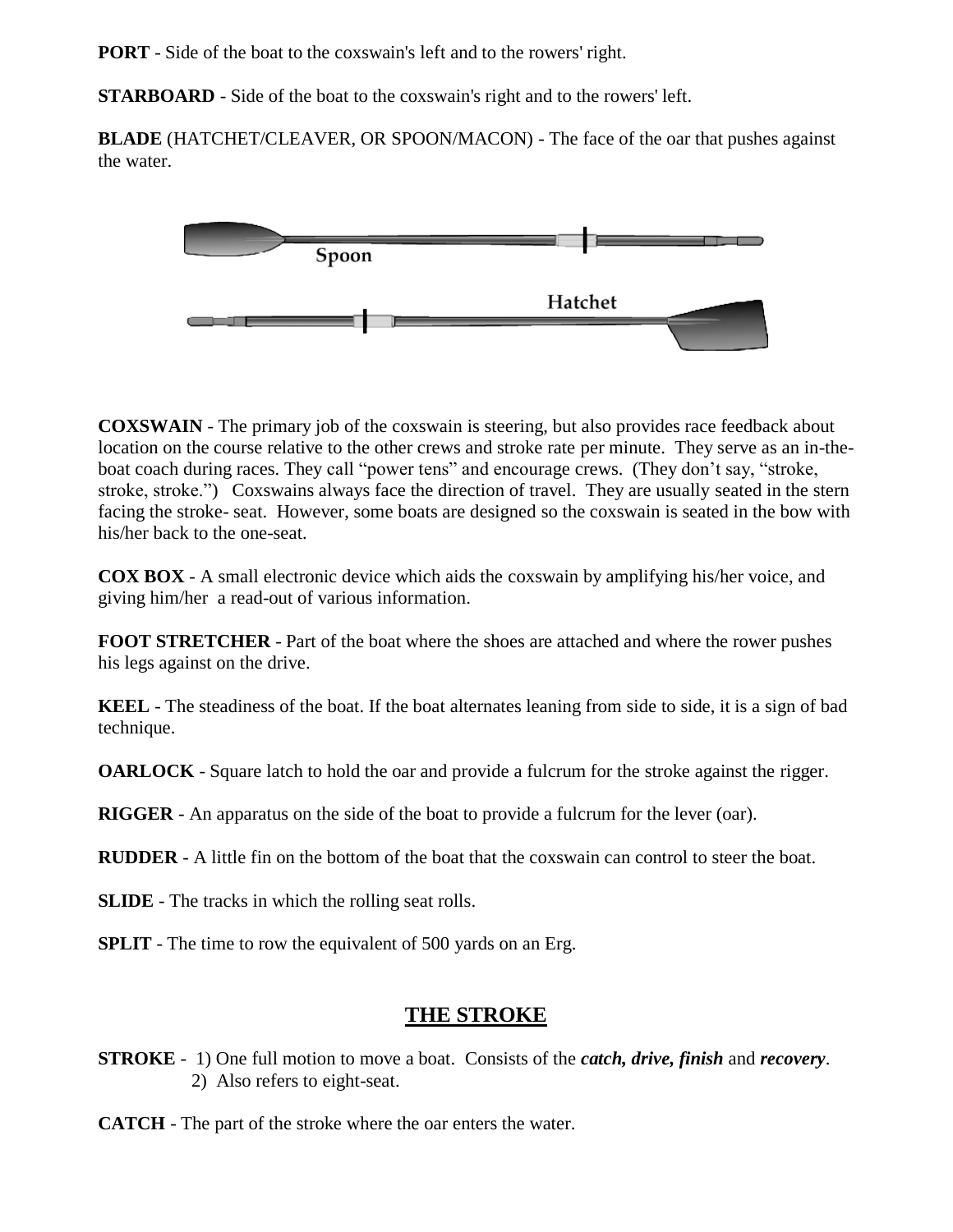**PORT** - Side of the boat to the coxswain's left and to the rowers' right.

**STARBOARD** - Side of the boat to the coxswain's right and to the rowers' left.

**BLADE** (HATCHET/CLEAVER, OR SPOON/MACON) - The face of the oar that pushes against the water.

Spoon

Hatchet

**COXSWAIN** - The primary job of the coxswain is steering, but also provides race feedback about location on the course relative to the other crews and stroke rate per minute. They serve as an in-the-boat coach during races. They call "power tens" and encourage crews. (They don't say, "stroke, stroke, stroke.") Coxswains always face the direction of travel. They are usually seated in the stern facing the stroke- seat. However, some boats are designed so the coxswain is seated in the bow with his/her back to the one-seat.

**COX BOX** - A small electronic device which aids the coxswain by amplifying his/her voice, and giving him/her a read-out of various information.

**FOOT STRETCHER** - Part of the boat where the shoes are attached and where the rower pushes his legs against on the drive.

**KEEL** - The steadiness of the boat. If the boat alternates leaning from side to side, it is a sign of bad technique.

**OARLOCK** - Square latch to hold the oar and provide a fulcrum for the stroke against the rigger.

**RIGGER** - An apparatus on the side of the boat to provide a fulcrum for the lever (oar).

**RUDDER** - A little fin on the bottom of the boat that the coxswain can control to steer the boat.

**SLIDE** - The tracks in which the rolling seat rolls.

**SPLIT** - The time to row the equivalent of 500 yards on an Erg.

## THE STROKE

**STROKE** - 1) One full motion to move a boat. Consists of the ***catch, drive, finish*** and ***recovery***.
2) Also refers to eight-seat.

**CATCH** - The part of the stroke where the oar enters the water.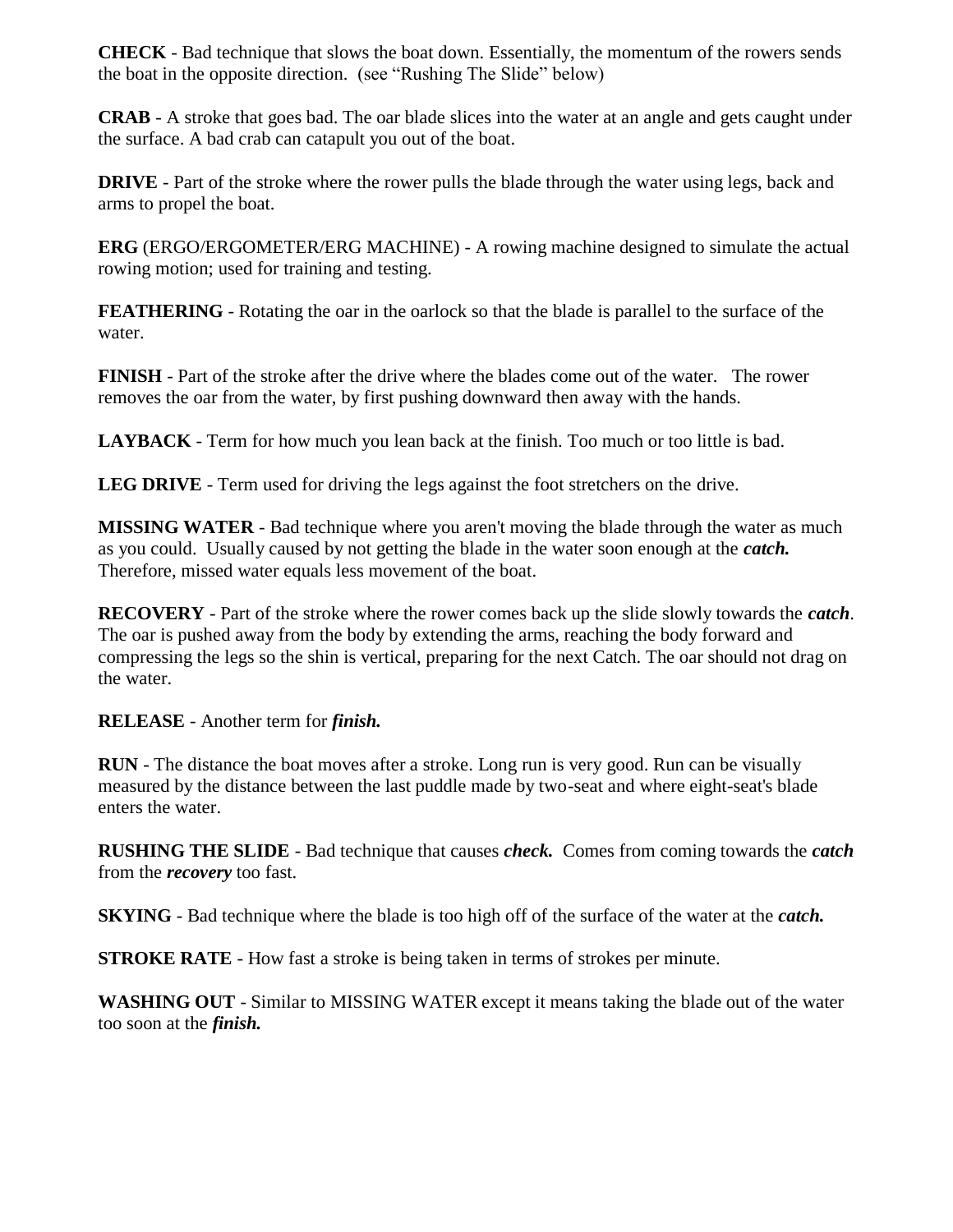**CHECK** - Bad technique that slows the boat down. Essentially, the momentum of the rowers sends the boat in the opposite direction. (see "Rushing The Slide" below)

**CRAB** - A stroke that goes bad. The oar blade slices into the water at an angle and gets caught under the surface. A bad crab can catapult you out of the boat.

**DRIVE** - Part of the stroke where the rower pulls the blade through the water using legs, back and arms to propel the boat.

**ERG** (ERGO/ERGOMETER/ERG MACHINE) - A rowing machine designed to simulate the actual rowing motion; used for training and testing.

**FEATHERING** - Rotating the oar in the oarlock so that the blade is parallel to the surface of the water.

**FINISH** - Part of the stroke after the drive where the blades come out of the water. The rower removes the oar from the water, by first pushing downward then away with the hands.

**LAYBACK** - Term for how much you lean back at the finish. Too much or too little is bad.

**LEG DRIVE** - Term used for driving the legs against the foot stretchers on the drive.

**MISSING WATER** - Bad technique where you aren't moving the blade through the water as much as you could. Usually caused by not getting the blade in the water soon enough at the ***catch.*** Therefore, missed water equals less movement of the boat.

**RECOVERY** - Part of the stroke where the rower comes back up the slide slowly towards the ***catch***. The oar is pushed away from the body by extending the arms, reaching the body forward and compressing the legs so the shin is vertical, preparing for the next Catch. The oar should not drag on the water.

**RELEASE** - Another term for ***finish.***

**RUN** - The distance the boat moves after a stroke. Long run is very good. Run can be visually measured by the distance between the last puddle made by two-seat and where eight-seat's blade enters the water.

**RUSHING THE SLIDE** - Bad technique that causes ***check.*** Comes from coming towards the ***catch*** from the ***recovery*** too fast.

**SKYING** - Bad technique where the blade is too high off of the surface of the water at the ***catch.***

**STROKE RATE** - How fast a stroke is being taken in terms of strokes per minute.

**WASHING OUT** - Similar to MISSING WATER except it means taking the blade out of the water too soon at the ***finish.***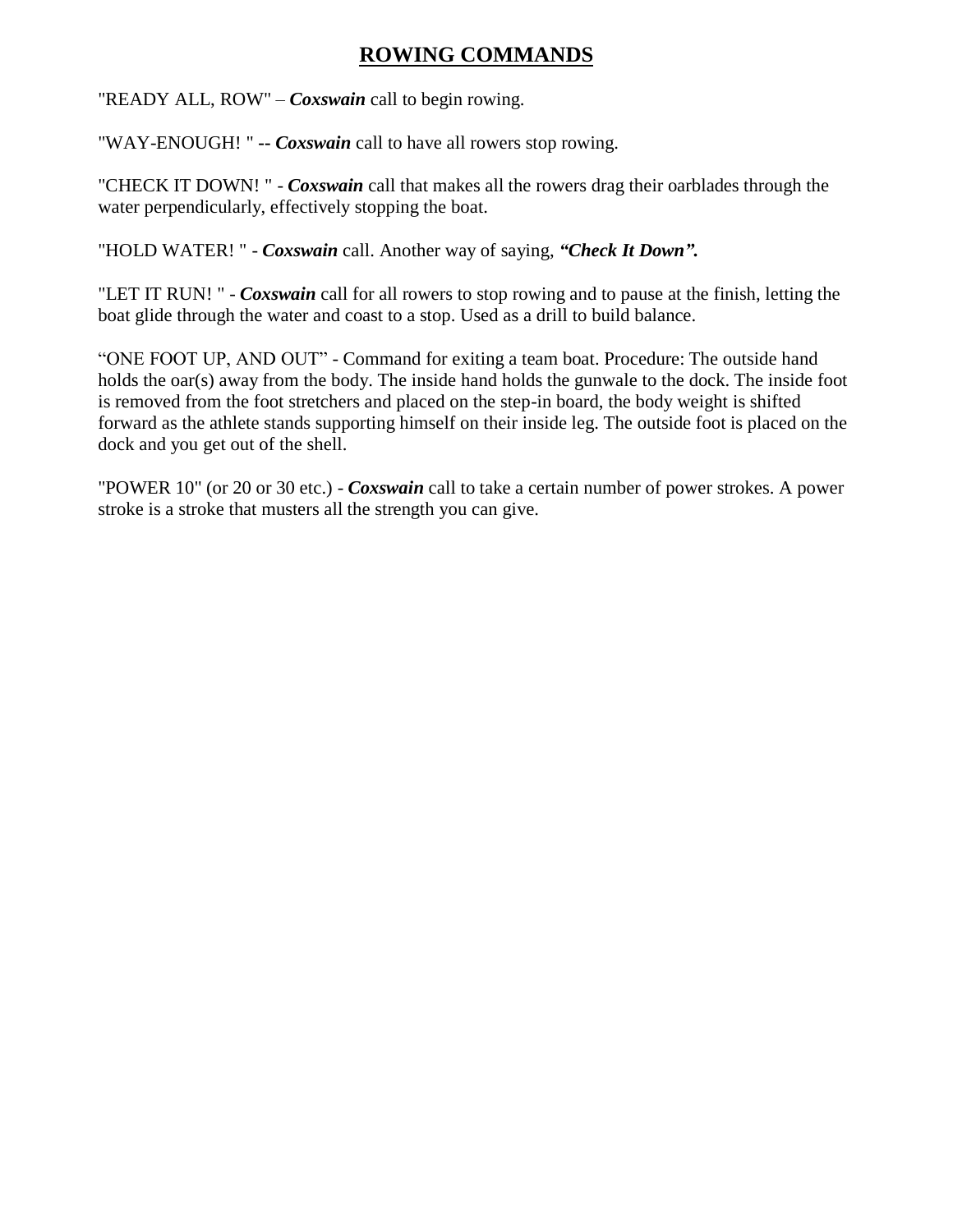# ROWING COMMANDS

"READY ALL, ROW" – ***Coxswain*** call to begin rowing.

"WAY-ENOUGH! " -- ***Coxswain*** call to have all rowers stop rowing.

"CHECK IT DOWN! " - ***Coxswain*** call that makes all the rowers drag their oarblades through the water perpendicularly, effectively stopping the boat.

"HOLD WATER! " - ***Coxswain*** call. Another way of saying, ***"Check It Down".***

"LET IT RUN! " - ***Coxswain*** call for all rowers to stop rowing and to pause at the finish, letting the boat glide through the water and coast to a stop. Used as a drill to build balance.

"ONE FOOT UP, AND OUT" - Command for exiting a team boat. Procedure: The outside hand holds the oar(s) away from the body. The inside hand holds the gunwale to the dock. The inside foot is removed from the foot stretchers and placed on the step-in board, the body weight is shifted forward as the athlete stands supporting himself on their inside leg. The outside foot is placed on the dock and you get out of the shell.

"POWER 10" (or 20 or 30 etc.) - ***Coxswain*** call to take a certain number of power strokes. A power stroke is a stroke that musters all the strength you can give.